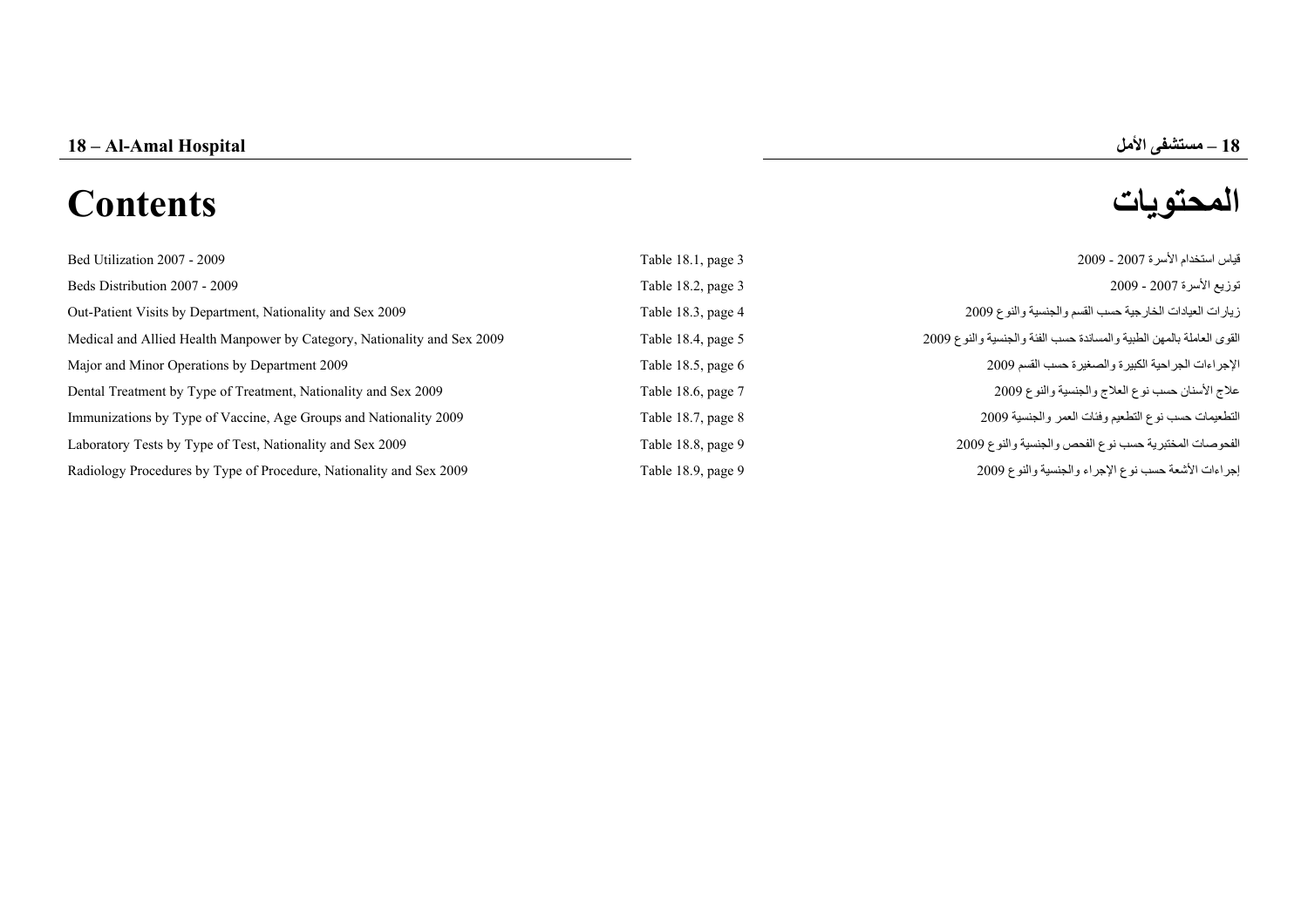# 18 – Al-Amal Hospital

# 18 – مستشفى الأمل

## Contents

## المحتويات

| | | |
|---|---|---|
| Bed Utilization 2007 - 2009 | Table 18.1, page 3 | قياس استخدام الأسرة 2007 - 2009 |
| Beds Distribution 2007 - 2009 | Table 18.2, page 3 | توزيع الأسرة 2007 - 2009 |
| Out-Patient Visits by Department, Nationality and Sex 2009 | Table 18.3, page 4 | زيارات العيادات الخارجية حسب القسم والجنسية والنوع 2009 |
| Medical and Allied Health Manpower by Category, Nationality and Sex 2009 | Table 18.4, page 5 | القوى العاملة بالمهن الطبية والمساندة حسب الفئة والجنسية والنوع 2009 |
| Major and Minor Operations by Department 2009 | Table 18.5, page 6 | الإجراءات الجراحية الكبيرة والصغيرة حسب القسم 2009 |
| Dental Treatment by Type of Treatment, Nationality and Sex 2009 | Table 18.6, page 7 | علاج الأسنان حسب نوع العلاج والجنسية والنوع 2009 |
| Immunizations by Type of Vaccine, Age Groups and Nationality 2009 | Table 18.7, page 8 | التطعيمات حسب نوع التطعيم وفئات العمر والجنسية 2009 |
| Laboratory Tests by Type of Test, Nationality and Sex 2009 | Table 18.8, page 9 | الفحوصات المختبرية حسب نوع الفحص والجنسية والنوع 2009 |
| Radiology Procedures by Type of Procedure, Nationality and Sex 2009 | Table 18.9, page 9 | إجراءات الأشعة حسب نوع الإجراء والجنسية والنوع 2009 |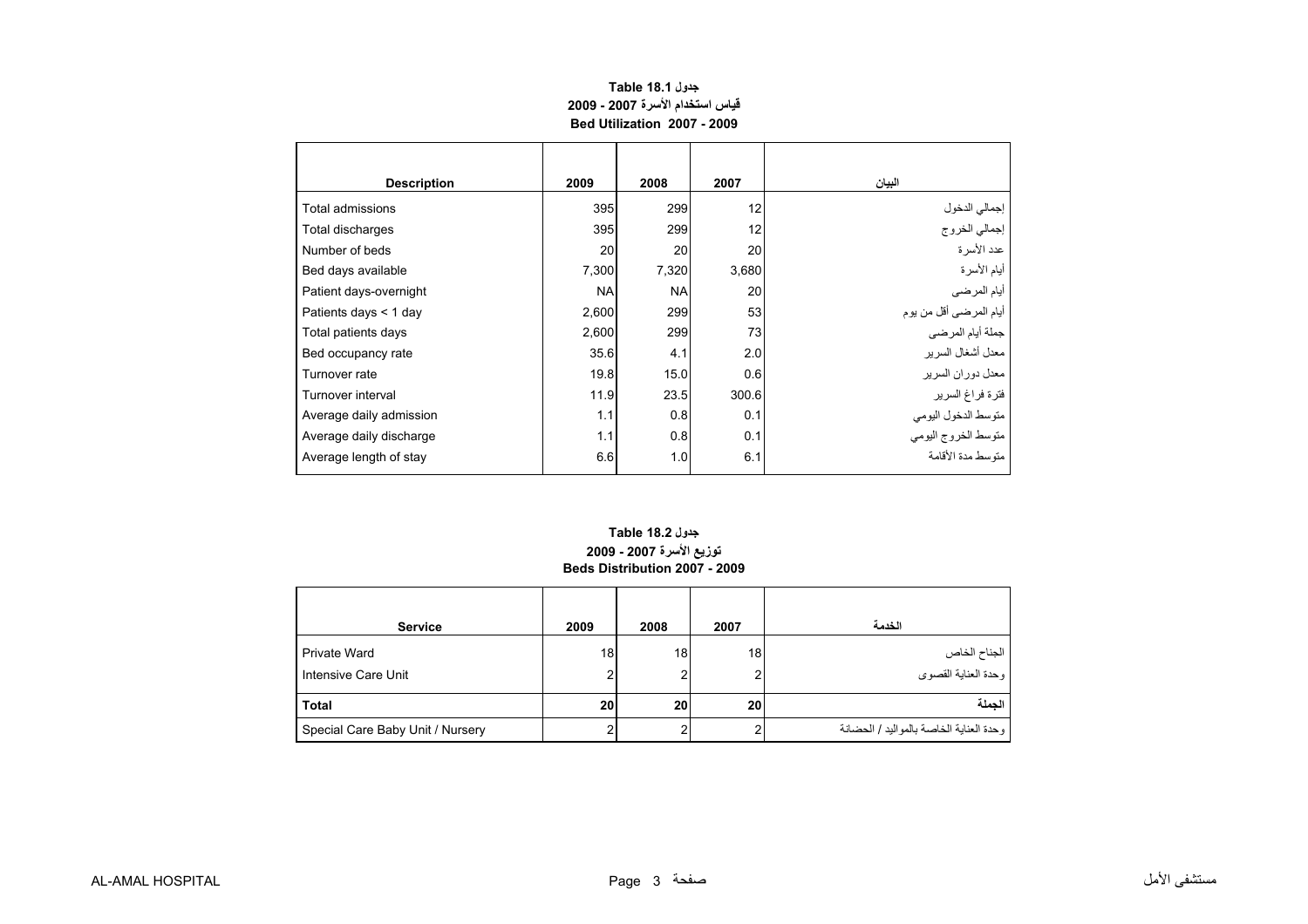**جدول Table 18.1**
**قياس استخدام الأسرة 2007 - 2009**
**Bed Utilization 2007 - 2009**

| Description | 2009 | 2008 | 2007 | البيان |
|---|---|---|---|---|
| Total admissions | 395 | 299 | 12 | إجمالي الدخول |
| Total discharges | 395 | 299 | 12 | إجمالي الخروج |
| Number of beds | 20 | 20 | 20 | عدد الأسرة |
| Bed days available | 7,300 | 7,320 | 3,680 | أيام الأسرة |
| Patient days-overnight | NA | NA | 20 | أيام المرضى |
| Patients days < 1 day | 2,600 | 299 | 53 | أيام المرضى أقل من يوم |
| Total patients days | 2,600 | 299 | 73 | جملة أيام المرضى |
| Bed occupancy rate | 35.6 | 4.1 | 2.0 | معدل أشغال السرير |
| Turnover rate | 19.8 | 15.0 | 0.6 | معدل دوران السرير |
| Turnover interval | 11.9 | 23.5 | 300.6 | فترة فراغ السرير |
| Average daily admission | 1.1 | 0.8 | 0.1 | متوسط الدخول اليومي |
| Average daily discharge | 1.1 | 0.8 | 0.1 | متوسط الخروج اليومي |
| Average length of stay | 6.6 | 1.0 | 6.1 | متوسط مدة الأقامة |

**جدول Table 18.2**
**توزيع الأسرة 2007 - 2009**
**Beds Distribution 2007 - 2009**

| Service | 2009 | 2008 | 2007 | الخدمة |
|---|---|---|---|---|
| Private Ward | 18 | 18 | 18 | الجناح الخاص |
| Intensive Care Unit | 2 | 2 | 2 | وحدة العناية القصوى |
| **Total** | **20** | **20** | **20** | **الجملة** |
| Special Care Baby Unit / Nursery | 2 | 2 | 2 | وحدة العناية الخاصة بالمواليد / الحضانة |

AL-AMAL HOSPITAL مستشفى الأمل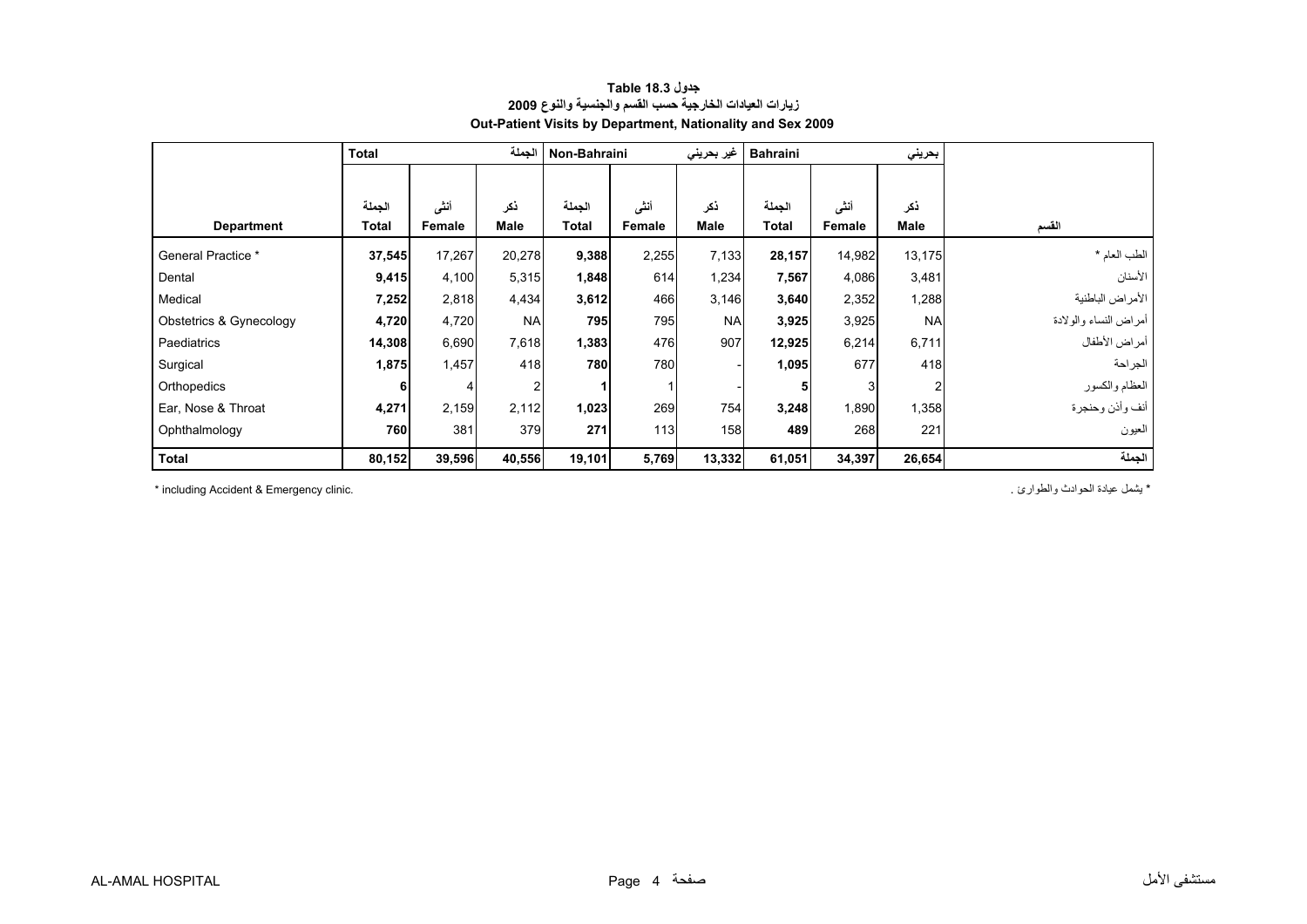**جدول Table 18.3**

**زيارات العيادات الخارجية حسب القسم والجنسية والنوع 2009**

**Out-Patient Visits by Department, Nationality and Sex 2009**

| | Total | | الجملة | Non-Bahraini | | غير بحريني | Bahraini | | بحريني | |
|---|---|---|---|---|---|---|---|---|---|---|
| **Department** | الجملة **Total** | أنثى **Female** | ذكر **Male** | الجملة **Total** | أنثى **Female** | ذكر **Male** | الجملة **Total** | أنثى **Female** | ذكر **Male** | **القسم** |
| General Practice * | **37,545** | 17,267 | 20,278 | **9,388** | 2,255 | 7,133 | **28,157** | 14,982 | 13,175 | الطب العام * |
| Dental | **9,415** | 4,100 | 5,315 | **1,848** | 614 | 1,234 | **7,567** | 4,086 | 3,481 | الأسنان |
| Medical | **7,252** | 2,818 | 4,434 | **3,612** | 466 | 3,146 | **3,640** | 2,352 | 1,288 | الأمراض الباطنية |
| Obstetrics & Gynecology | **4,720** | 4,720 | NA | **795** | 795 | NA | **3,925** | 3,925 | NA | أمراض النساء والولادة |
| Paediatrics | **14,308** | 6,690 | 7,618 | **1,383** | 476 | 907 | **12,925** | 6,214 | 6,711 | أمراض الأطفال |
| Surgical | **1,875** | 1,457 | 418 | **780** | 780 | - | **1,095** | 677 | 418 | الجراحة |
| Orthopedics | **6** | 4 | 2 | **1** | 1 | - | **5** | 3 | 2 | العظام والكسور |
| Ear, Nose & Throat | **4,271** | 2,159 | 2,112 | **1,023** | 269 | 754 | **3,248** | 1,890 | 1,358 | أنف وأذن وحنجرة |
| Ophthalmology | **760** | 381 | 379 | **271** | 113 | 158 | **489** | 268 | 221 | العيون |
| **Total** | **80,152** | **39,596** | **40,556** | **19,101** | **5,769** | **13,332** | **61,051** | **34,397** | **26,654** | **الجملة** |

* including Accident & Emergency clinic.

* يشمل عيادة الحوادث والطوارئ .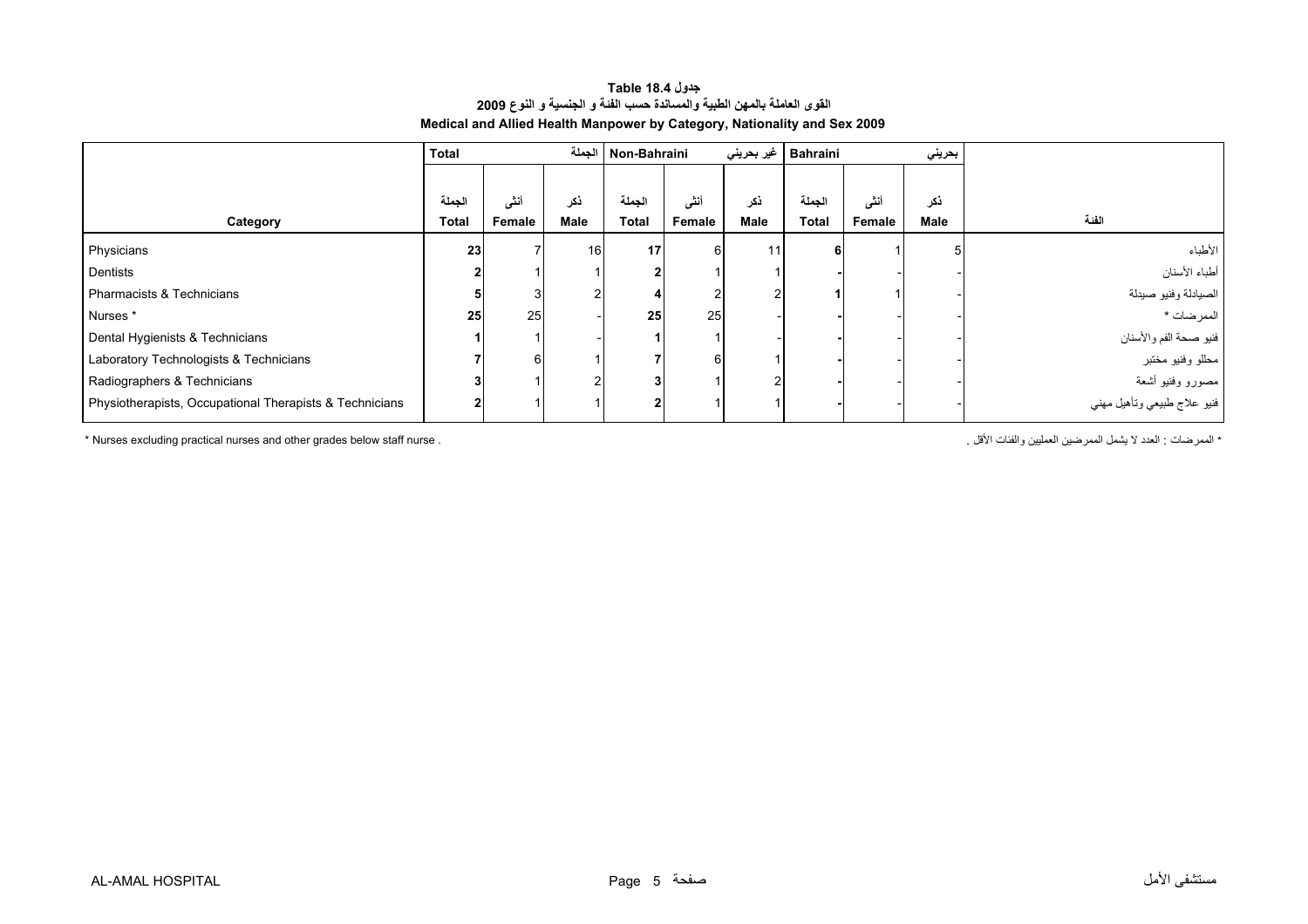**جدول 18.4 Table**

**القوى العاملة بالمهن الطبية والمساندة حسب الفئة و الجنسية و النوع 2009**

**Medical and Allied Health Manpower by Category, Nationality and Sex 2009**

| Category | Total الجملة | | | Non-Bahraini غير بحريني | | | Bahraini بحريني | | | الفئة |
|---|---|---|---|---|---|---|---|---|---|---|
| | الجملة Total | أنثى Female | ذكر Male | الجملة Total | أنثى Female | ذكر Male | الجملة Total | أنثى Female | ذكر Male | |
| Physicians | **23** | 7 | 16 | **17** | 6 | 11 | **6** | 1 | 5 | الأطباء |
| Dentists | **2** | 1 | 1 | **2** | 1 | 1 | **-** | - | - | أطباء الأسنان |
| Pharmacists & Technicians | **5** | 3 | 2 | **4** | 2 | 2 | **1** | 1 | - | الصيادلة وفنيو صيدلة |
| Nurses * | **25** | 25 | - | **25** | 25 | - | **-** | - | - | الممرضات * |
| Dental Hygienists & Technicians | **1** | 1 | - | **1** | 1 | - | **-** | - | - | فنيو صحة الفم والأسنان |
| Laboratory Technologists & Technicians | **7** | 6 | 1 | **7** | 6 | 1 | **-** | - | - | محللو وفنيو مختبر |
| Radiographers & Technicians | **3** | 1 | 2 | **3** | 1 | 2 | **-** | - | - | مصورو وفنيو أشعة |
| Physiotherapists, Occupational Therapists & Technicians | **2** | 1 | 1 | **2** | 1 | 1 | **-** | - | - | فنيو علاج طبيعي وتأهيل مهني |

* Nurses excluding practical nurses and other grades below staff nurse .

* الممرضات : العدد لا يشمل الممرضين العمليين والفئات الأقل .

AL-AMAL HOSPITAL مستشفى الأمل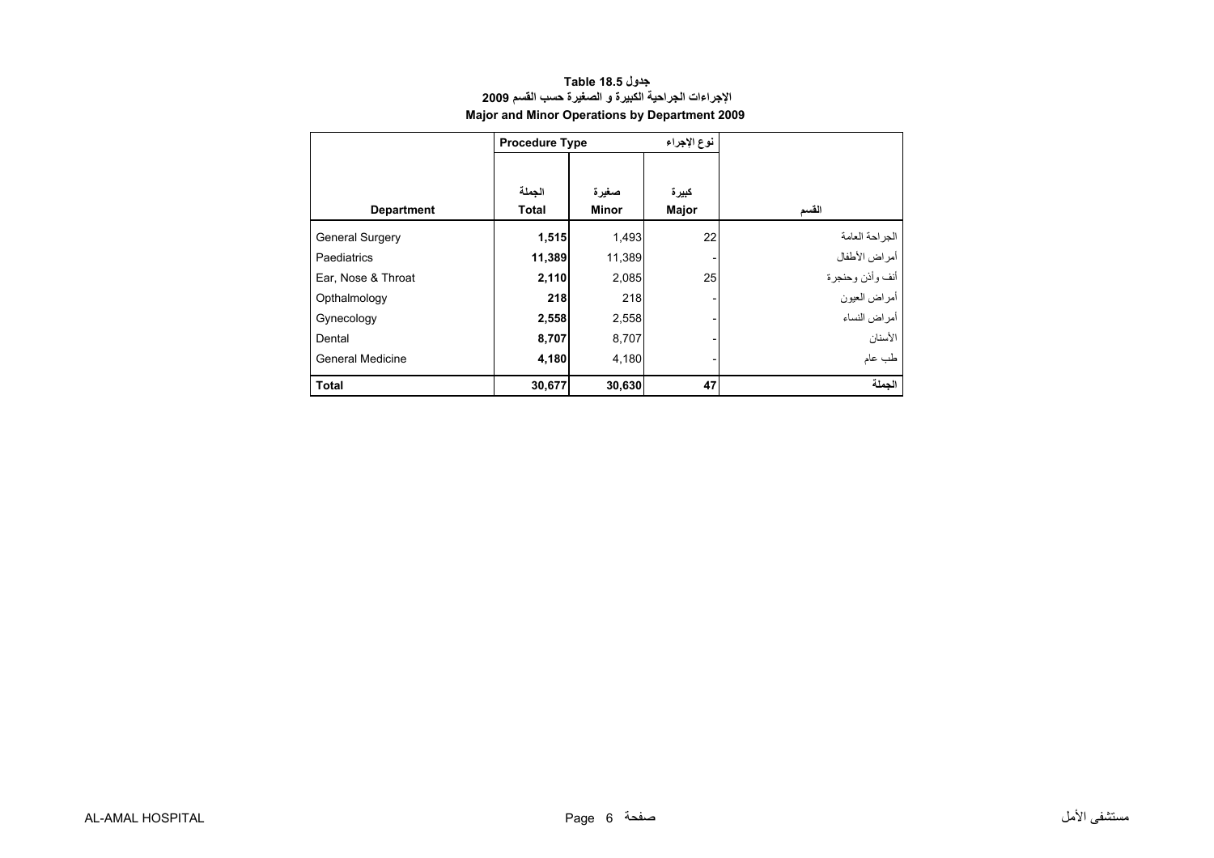**جدول Table 18.5**

**الاجراءات الجراحية الكبيرة و الصغيرة حسب القسم 2009**

**Major and Minor Operations by Department 2009**

| Department | Procedure Type نوع الإجراء | | | القسم |
|---|---|---|---|---|
| | الجملة Total | صغيرة Minor | كبيرة Major | |
| General Surgery | **1,515** | 1,493 | 22 | الجراحة العامة |
| Paediatrics | **11,389** | 11,389 | - | أمراض الأطفال |
| Ear, Nose & Throat | **2,110** | 2,085 | 25 | أنف وأذن وحنجرة |
| Opthalmology | **218** | 218 | - | أمراض العيون |
| Gynecology | **2,558** | 2,558 | - | أمراض النساء |
| Dental | **8,707** | 8,707 | - | الأسنان |
| General Medicine | **4,180** | 4,180 | - | طب عام |
| **Total** | **30,677** | **30,630** | **47** | **الجملة** |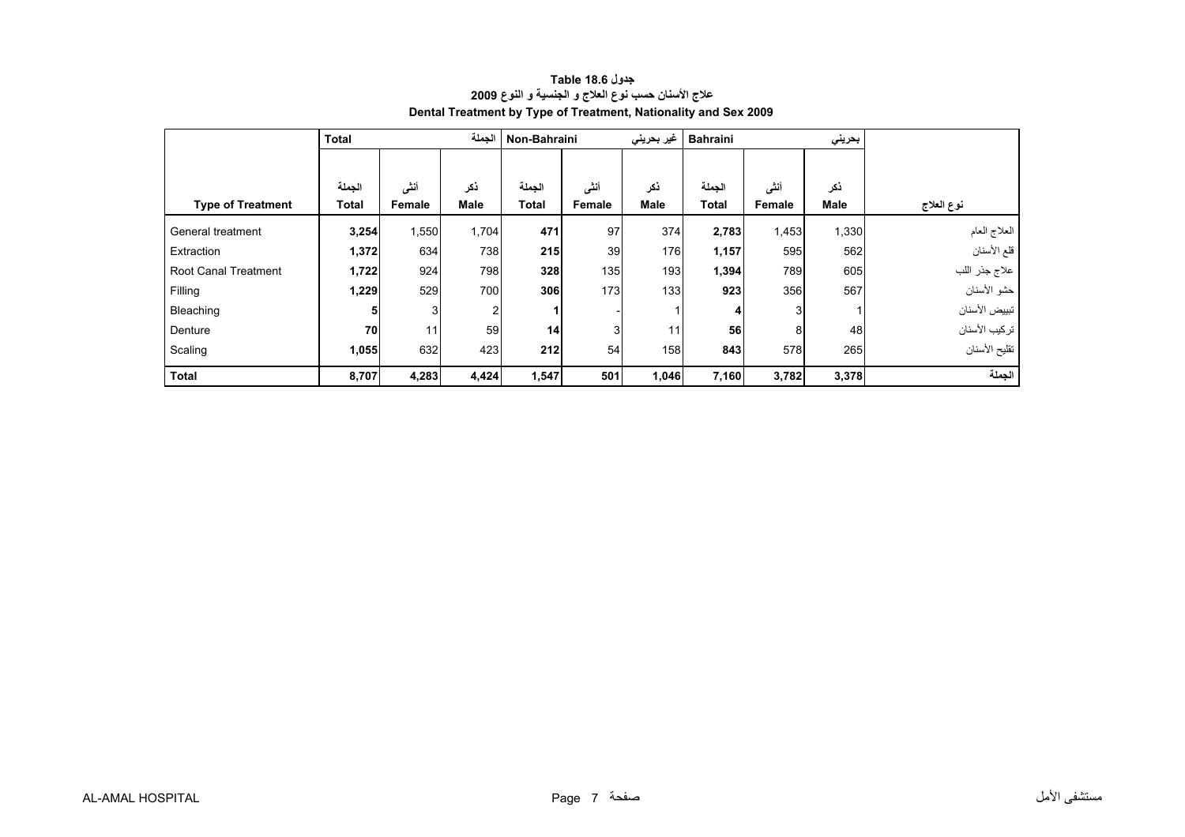**جدول Table 18.6**

**علاج الأسنان حسب نوع العلاج و الجنسية و النوع 2009**

**Dental Treatment by Type of Treatment, Nationality and Sex 2009**

| | Total | | الجملة | Non-Bahraini | | غير بحريني | Bahraini | | بحريني | |
|---|---|---|---|---|---|---|---|---|---|---|
| **Type of Treatment** | الجملة **Total** | أنثى **Female** | ذكر **Male** | الجملة **Total** | أنثى **Female** | ذكر **Male** | الجملة **Total** | أنثى **Female** | ذكر **Male** | **نوع العلاج** |
| General treatment | **3,254** | 1,550 | 1,704 | **471** | 97 | 374 | **2,783** | 1,453 | 1,330 | العلاج العام |
| Extraction | **1,372** | 634 | 738 | **215** | 39 | 176 | **1,157** | 595 | 562 | قلع الأسنان |
| Root Canal Treatment | **1,722** | 924 | 798 | **328** | 135 | 193 | **1,394** | 789 | 605 | علاج جذر اللب |
| Filling | **1,229** | 529 | 700 | **306** | 173 | 133 | **923** | 356 | 567 | حشو الأسنان |
| Bleaching | **5** | 3 | 2 | **1** | - | 1 | **4** | 3 | 1 | تبييض الأسنان |
| Denture | **70** | 11 | 59 | **14** | 3 | 11 | **56** | 8 | 48 | تركيب الأسنان |
| Scaling | **1,055** | 632 | 423 | **212** | 54 | 158 | **843** | 578 | 265 | تقليح الأسنان |
| **Total** | **8,707** | **4,283** | **4,424** | **1,547** | **501** | **1,046** | **7,160** | **3,782** | **3,378** | **الجملة** |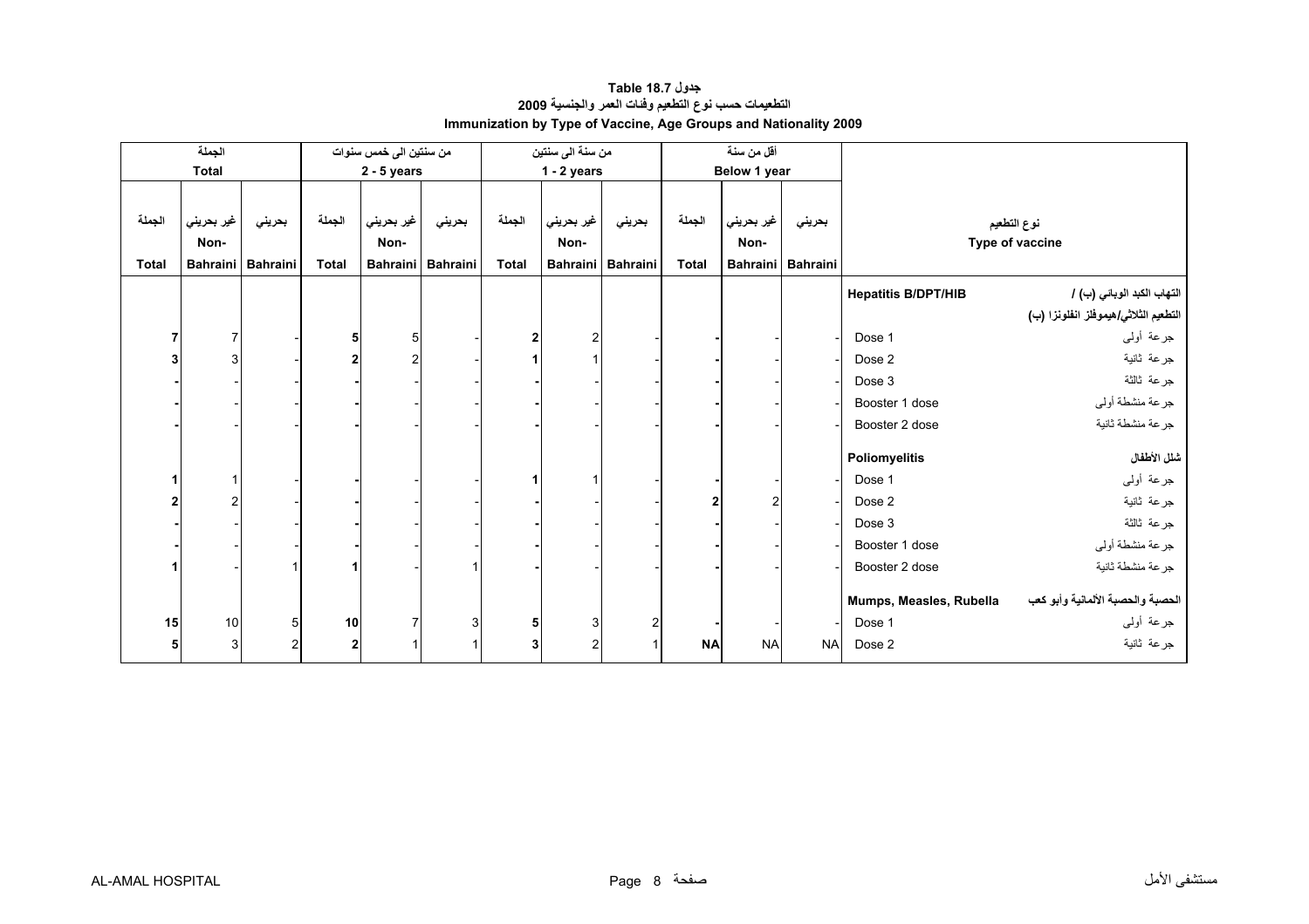# جدول 18.7 Table
## التطعيمات حسب نوع التطعيم وفئات العمر والجنسية 2009
## Immunization by Type of Vaccine, Age Groups and Nationality 2009

| الجملة Total | | | من سنتين الى خمس سنوات 2 - 5 years | | | من سنة الى سنتين 1 - 2 years | | | أقل من سنة Below 1 year | | | نوع التطعيم Type of vaccine | |
|---|---|---|---|---|---|---|---|---|---|---|---|---|---|
| الجملة Total | غير بحريني Non-Bahraini | بحريني Bahraini | الجملة Total | غير بحريني Non-Bahraini | بحريني Bahraini | الجملة Total | غير بحريني Non-Bahraini | بحريني Bahraini | الجملة Total | غير بحريني Non-Bahraini | بحريني Bahraini | | |
| | | | | | | | | | | | | **Hepatitis B/DPT/HIB** | **التهاب الكبد الوبائي (ب) / التطعيم الثلاثي/هيموفلز انفلونزا (ب)** |
| **7** | 7 | - | **5** | 5 | - | **2** | 2 | - | **-** | - | - | Dose 1 | جرعة أولى |
| **3** | 3 | - | **2** | 2 | - | **1** | 1 | - | **-** | - | - | Dose 2 | جرعة ثانية |
| **-** | - | - | **-** | - | - | **-** | - | - | **-** | - | - | Dose 3 | جرعة ثالثة |
| **-** | - | - | **-** | - | - | **-** | - | - | **-** | - | - | Booster 1 dose | جرعة منشطة أولى |
| **-** | - | - | **-** | - | - | **-** | - | - | **-** | - | - | Booster 2 dose | جرعة منشطة ثانية |
| | | | | | | | | | | | | **Poliomyelitis** | **شلل الأطفال** |
| **1** | 1 | - | **-** | - | - | **1** | 1 | - | **-** | - | - | Dose 1 | جرعة أولى |
| **2** | 2 | - | **-** | - | - | **-** | - | - | **2** | 2 | - | Dose 2 | جرعة ثانية |
| **-** | - | - | **-** | - | - | **-** | - | - | **-** | - | - | Dose 3 | جرعة ثالثة |
| **-** | - | - | **-** | - | - | **-** | - | - | **-** | - | - | Booster 1 dose | جرعة منشطة أولى |
| **1** | - | 1 | **1** | - | 1 | **-** | - | - | **-** | - | - | Booster 2 dose | جرعة منشطة ثانية |
| | | | | | | | | | | | | **Mumps, Measles, Rubella** | **الحصبة والحصبة الألمانية وأبو كعب** |
| **15** | 10 | 5 | **10** | 7 | 3 | **5** | 3 | 2 | **-** | - | - | Dose 1 | جرعة أولى |
| **5** | 3 | 2 | **2** | 1 | 1 | **3** | 2 | 1 | **NA** | NA | NA | Dose 2 | جرعة ثانية |

AL-AMAL HOSPITAL مستشفى الأمل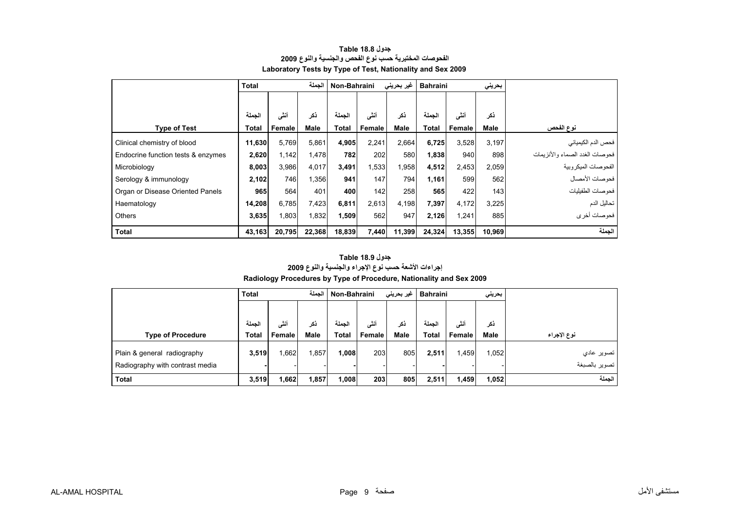## جدول 18.8 Table
### الفحوصات المختبرية حسب نوع الفحص والجنسية والنوع 2009
### Laboratory Tests by Type of Test, Nationality and Sex 2009

| | Total | | الجملة | Non-Bahraini | | غير بحريني | Bahraini | | بحريني | |
|---|---|---|---|---|---|---|---|---|---|---|
| Type of Test | الجملة Total | أنثى Female | ذكر Male | الجملة Total | أنثى Female | ذكر Male | الجملة Total | أنثى Female | ذكر Male | نوع الفحص |
| Clinical chemistry of blood | **11,630** | 5,769 | 5,861 | **4,905** | 2,241 | 2,664 | **6,725** | 3,528 | 3,197 | فحص الدم الكيميائي |
| Endocrine function tests & enzymes | **2,620** | 1,142 | 1,478 | **782** | 202 | 580 | **1,838** | 940 | 898 | فحوصات الغدد الصماء والأنزيمات |
| Microbiology | **8,003** | 3,986 | 4,017 | **3,491** | 1,533 | 1,958 | **4,512** | 2,453 | 2,059 | الفحوصات الميكروبية |
| Serology & immunology | **2,102** | 746 | 1,356 | **941** | 147 | 794 | **1,161** | 599 | 562 | فحوصات الأمصال |
| Organ or Disease Oriented Panels | **965** | 564 | 401 | **400** | 142 | 258 | **565** | 422 | 143 | فحوصات الطفيليات |
| Haematology | **14,208** | 6,785 | 7,423 | **6,811** | 2,613 | 4,198 | **7,397** | 4,172 | 3,225 | تحاليل الدم |
| Others | **3,635** | 1,803 | 1,832 | **1,509** | 562 | 947 | **2,126** | 1,241 | 885 | فحوصات أخرى |
| **Total** | **43,163** | **20,795** | **22,368** | **18,839** | **7,440** | **11,399** | **24,324** | **13,355** | **10,969** | **الجملة** |

## جدول 18.9 Table
### إجراءات الأشعة حسب نوع الإجراء والجنسية والنوع 2009
### Radiology Procedures by Type of Procedure, Nationality and Sex 2009

| | Total | | الجملة | Non-Bahraini | | غير بحريني | Bahraini | | بحريني | |
|---|---|---|---|---|---|---|---|---|---|---|
| Type of Procedure | الجملة Total | أنثى Female | ذكر Male | الجملة Total | أنثى Female | ذكر Male | الجملة Total | أنثى Female | ذكر Male | نوع الإجراء |
| Plain & general radiography | **3,519** | 1,662 | 1,857 | **1,008** | 203 | 805 | **2,511** | 1,459 | 1,052 | تصوير عادي |
| Radiography with contrast media | **-** | - | - | **-** | - | - | **-** | - | - | تصوير بالصبغة |
| **Total** | **3,519** | **1,662** | **1,857** | **1,008** | **203** | **805** | **2,511** | **1,459** | **1,052** | **الجملة** |

AL-AMAL HOSPITAL مستشفى الأمل